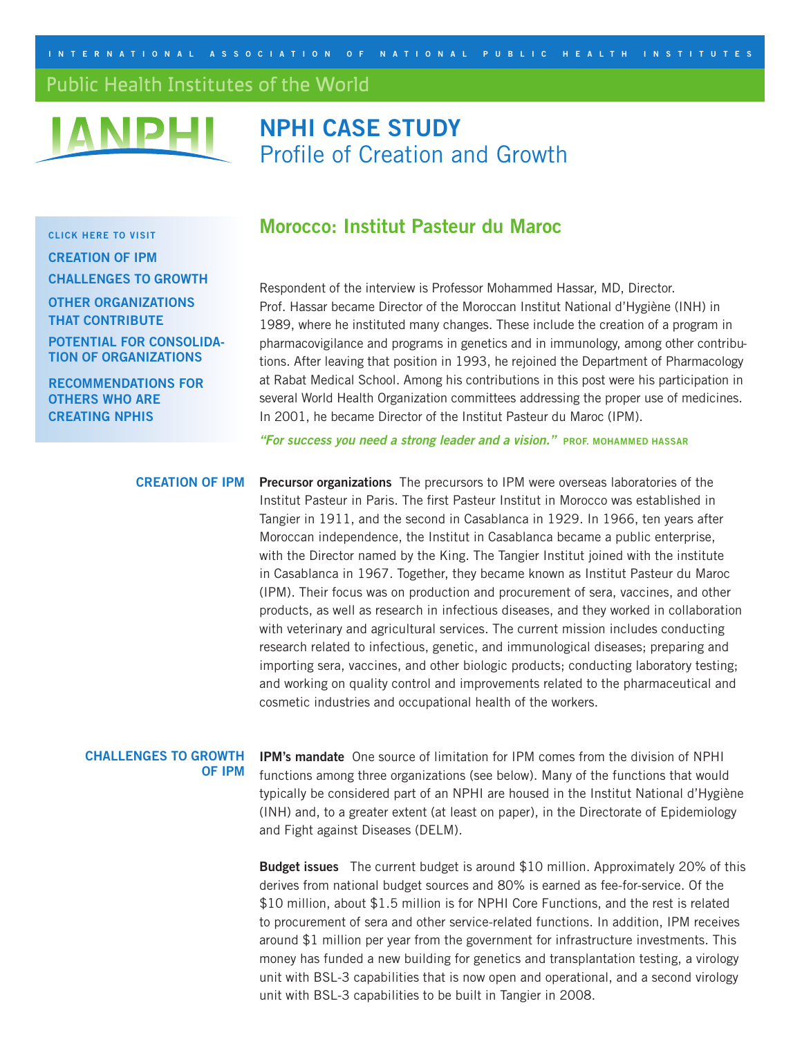INTERNATIONAL ASSOCIATION OF NATIONAL PUBLIC HEALTH INSTITUTES

Public Health Institutes of the World

IANPHI

# NPHI CASE STUDY
## Profile of Creation and Growth

CLICK HERE TO VISIT

- CREATION OF IPM
- CHALLENGES TO GROWTH
- OTHER ORGANIZATIONS THAT CONTRIBUTE
- POTENTIAL FOR CONSOLIDATION OF ORGANIZATIONS
- RECOMMENDATIONS FOR OTHERS WHO ARE CREATING NPHIS

## Morocco: Institut Pasteur du Maroc

Respondent of the interview is Professor Mohammed Hassar, MD, Director. Prof. Hassar became Director of the Moroccan Institut National d'Hygiène (INH) in 1989, where he instituted many changes. These include the creation of a program in pharmacovigilance and programs in genetics and in immunology, among other contributions. After leaving that position in 1993, he rejoined the Department of Pharmacology at Rabat Medical School. Among his contributions in this post were his participation in several World Health Organization committees addressing the proper use of medicines. In 2001, he became Director of the Institut Pasteur du Maroc (IPM).

*"For success you need a strong leader and a vision."* **PROF. MOHAMMED HASSAR**

### CREATION OF IPM

**Precursor organizations** The precursors to IPM were overseas laboratories of the Institut Pasteur in Paris. The first Pasteur Institut in Morocco was established in Tangier in 1911, and the second in Casablanca in 1929. In 1966, ten years after Moroccan independence, the Institut in Casablanca became a public enterprise, with the Director named by the King. The Tangier Institut joined with the institute in Casablanca in 1967. Together, they became known as Institut Pasteur du Maroc (IPM). Their focus was on production and procurement of sera, vaccines, and other products, as well as research in infectious diseases, and they worked in collaboration with veterinary and agricultural services. The current mission includes conducting research related to infectious, genetic, and immunological diseases; preparing and importing sera, vaccines, and other biologic products; conducting laboratory testing; and working on quality control and improvements related to the pharmaceutical and cosmetic industries and occupational health of the workers.

### CHALLENGES TO GROWTH OF IPM

**IPM's mandate** One source of limitation for IPM comes from the division of NPHI functions among three organizations (see below). Many of the functions that would typically be considered part of an NPHI are housed in the Institut National d'Hygiène (INH) and, to a greater extent (at least on paper), in the Directorate of Epidemiology and Fight against Diseases (DELM).

**Budget issues** The current budget is around \$10 million. Approximately 20% of this derives from national budget sources and 80% is earned as fee-for-service. Of the \$10 million, about \$1.5 million is for NPHI Core Functions, and the rest is related to procurement of sera and other service-related functions. In addition, IPM receives around \$1 million per year from the government for infrastructure investments. This money has funded a new building for genetics and transplantation testing, a virology unit with BSL-3 capabilities that is now open and operational, and a second virology unit with BSL-3 capabilities to be built in Tangier in 2008.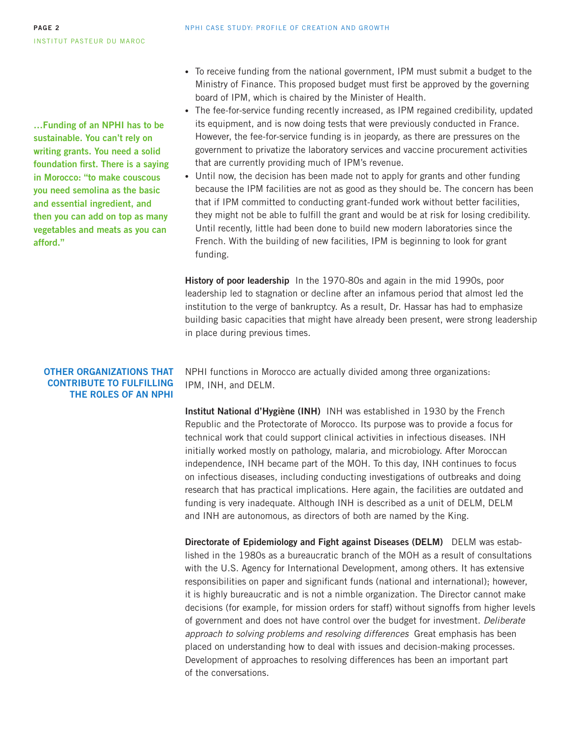> …Funding of an NPHI has to be sustainable. You can't rely on writing grants. You need a solid foundation first. There is a saying in Morocco: "to make couscous you need semolina as the basic and essential ingredient, and then you can add on top as many vegetables and meats as you can afford."

- To receive funding from the national government, IPM must submit a budget to the Ministry of Finance. This proposed budget must first be approved by the governing board of IPM, which is chaired by the Minister of Health.
- The fee-for-service funding recently increased, as IPM regained credibility, updated its equipment, and is now doing tests that were previously conducted in France. However, the fee-for-service funding is in jeopardy, as there are pressures on the government to privatize the laboratory services and vaccine procurement activities that are currently providing much of IPM's revenue.
- Until now, the decision has been made not to apply for grants and other funding because the IPM facilities are not as good as they should be. The concern has been that if IPM committed to conducting grant-funded work without better facilities, they might not be able to fulfill the grant and would be at risk for losing credibility. Until recently, little had been done to build new modern laboratories since the French. With the building of new facilities, IPM is beginning to look for grant funding.

**History of poor leadership** In the 1970-80s and again in the mid 1990s, poor leadership led to stagnation or decline after an infamous period that almost led the institution to the verge of bankruptcy. As a result, Dr. Hassar has had to emphasize building basic capacities that might have already been present, were strong leadership in place during previous times.

## OTHER ORGANIZATIONS THAT CONTRIBUTE TO FULFILLING THE ROLES OF AN NPHI

NPHI functions in Morocco are actually divided among three organizations: IPM, INH, and DELM.

**Institut National d'Hygiène (INH)** INH was established in 1930 by the French Republic and the Protectorate of Morocco. Its purpose was to provide a focus for technical work that could support clinical activities in infectious diseases. INH initially worked mostly on pathology, malaria, and microbiology. After Moroccan independence, INH became part of the MOH. To this day, INH continues to focus on infectious diseases, including conducting investigations of outbreaks and doing research that has practical implications. Here again, the facilities are outdated and funding is very inadequate. Although INH is described as a unit of DELM, DELM and INH are autonomous, as directors of both are named by the King.

**Directorate of Epidemiology and Fight against Diseases (DELM)** DELM was established in the 1980s as a bureaucratic branch of the MOH as a result of consultations with the U.S. Agency for International Development, among others. It has extensive responsibilities on paper and significant funds (national and international); however, it is highly bureaucratic and is not a nimble organization. The Director cannot make decisions (for example, for mission orders for staff) without signoffs from higher levels of government and does not have control over the budget for investment. *Deliberate approach to solving problems and resolving differences* Great emphasis has been placed on understanding how to deal with issues and decision-making processes. Development of approaches to resolving differences has been an important part of the conversations.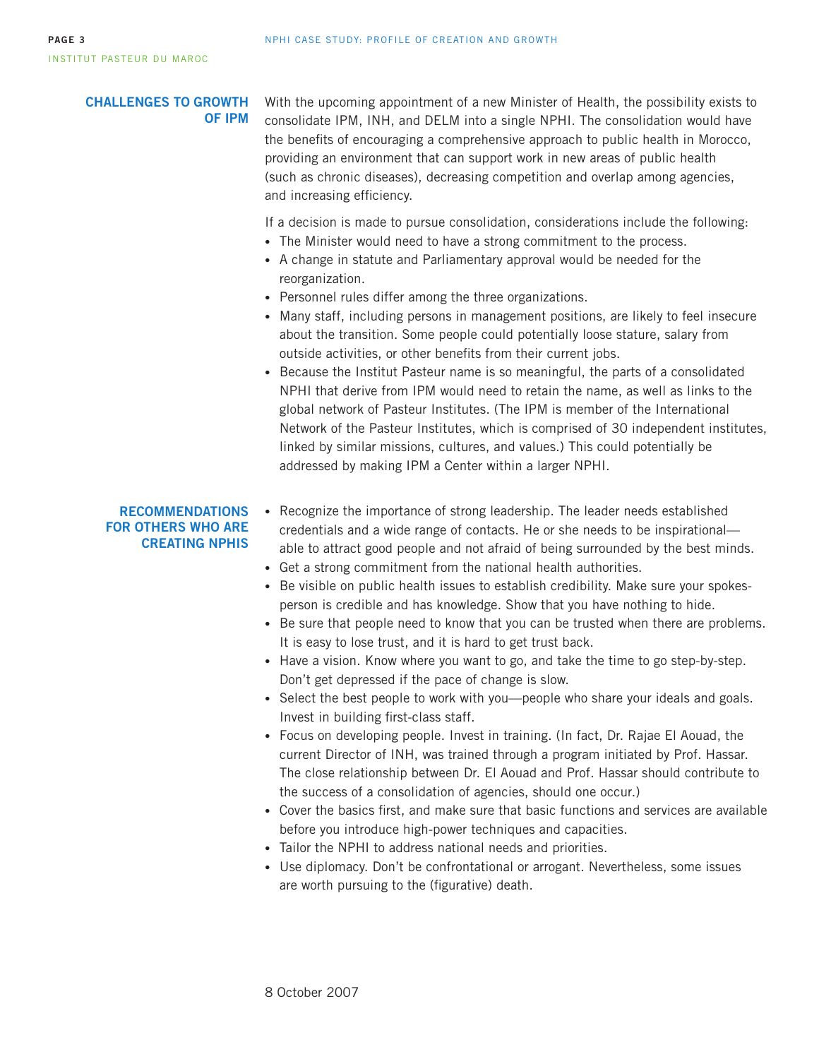## CHALLENGES TO GROWTH OF IPM

With the upcoming appointment of a new Minister of Health, the possibility exists to consolidate IPM, INH, and DELM into a single NPHI. The consolidation would have the benefits of encouraging a comprehensive approach to public health in Morocco, providing an environment that can support work in new areas of public health (such as chronic diseases), decreasing competition and overlap among agencies, and increasing efficiency.

If a decision is made to pursue consolidation, considerations include the following:

- The Minister would need to have a strong commitment to the process.
- A change in statute and Parliamentary approval would be needed for the reorganization.
- Personnel rules differ among the three organizations.
- Many staff, including persons in management positions, are likely to feel insecure about the transition. Some people could potentially loose stature, salary from outside activities, or other benefits from their current jobs.
- Because the Institut Pasteur name is so meaningful, the parts of a consolidated NPHI that derive from IPM would need to retain the name, as well as links to the global network of Pasteur Institutes. (The IPM is member of the International Network of the Pasteur Institutes, which is comprised of 30 independent institutes, linked by similar missions, cultures, and values.) This could potentially be addressed by making IPM a Center within a larger NPHI.

## RECOMMENDATIONS FOR OTHERS WHO ARE CREATING NPHIS

- Recognize the importance of strong leadership. The leader needs established credentials and a wide range of contacts. He or she needs to be inspirational—able to attract good people and not afraid of being surrounded by the best minds.
- Get a strong commitment from the national health authorities.
- Be visible on public health issues to establish credibility. Make sure your spokesperson is credible and has knowledge. Show that you have nothing to hide.
- Be sure that people need to know that you can be trusted when there are problems. It is easy to lose trust, and it is hard to get trust back.
- Have a vision. Know where you want to go, and take the time to go step-by-step. Don't get depressed if the pace of change is slow.
- Select the best people to work with you—people who share your ideals and goals. Invest in building first-class staff.
- Focus on developing people. Invest in training. (In fact, Dr. Rajae El Aouad, the current Director of INH, was trained through a program initiated by Prof. Hassar. The close relationship between Dr. El Aouad and Prof. Hassar should contribute to the success of a consolidation of agencies, should one occur.)
- Cover the basics first, and make sure that basic functions and services are available before you introduce high-power techniques and capacities.
- Tailor the NPHI to address national needs and priorities.
- Use diplomacy. Don't be confrontational or arrogant. Nevertheless, some issues are worth pursuing to the (figurative) death.

8 October 2007